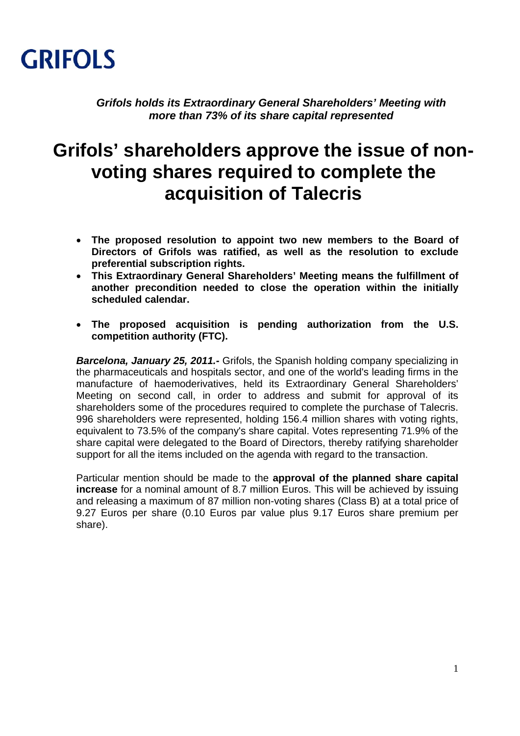GRIFOLS

***Grifols holds its Extraordinary General Shareholders' Meeting with more than 73% of its share capital represented***

# Grifols' shareholders approve the issue of non-voting shares required to complete the acquisition of Talecris

- **The proposed resolution to appoint two new members to the Board of Directors of Grifols was ratified, as well as the resolution to exclude preferential subscription rights.**
- **This Extraordinary General Shareholders' Meeting means the fulfillment of another precondition needed to close the operation within the initially scheduled calendar.**
- **The proposed acquisition is pending authorization from the U.S. competition authority (FTC).**

***Barcelona, January 25, 2011.-*** Grifols, the Spanish holding company specializing in the pharmaceuticals and hospitals sector, and one of the world's leading firms in the manufacture of haemoderivatives, held its Extraordinary General Shareholders' Meeting on second call, in order to address and submit for approval of its shareholders some of the procedures required to complete the purchase of Talecris. 996 shareholders were represented, holding 156.4 million shares with voting rights, equivalent to 73.5% of the company's share capital. Votes representing 71.9% of the share capital were delegated to the Board of Directors, thereby ratifying shareholder support for all the items included on the agenda with regard to the transaction.

Particular mention should be made to the **approval of the planned share capital increase** for a nominal amount of 8.7 million Euros. This will be achieved by issuing and releasing a maximum of 87 million non-voting shares (Class B) at a total price of 9.27 Euros per share (0.10 Euros par value plus 9.17 Euros share premium per share).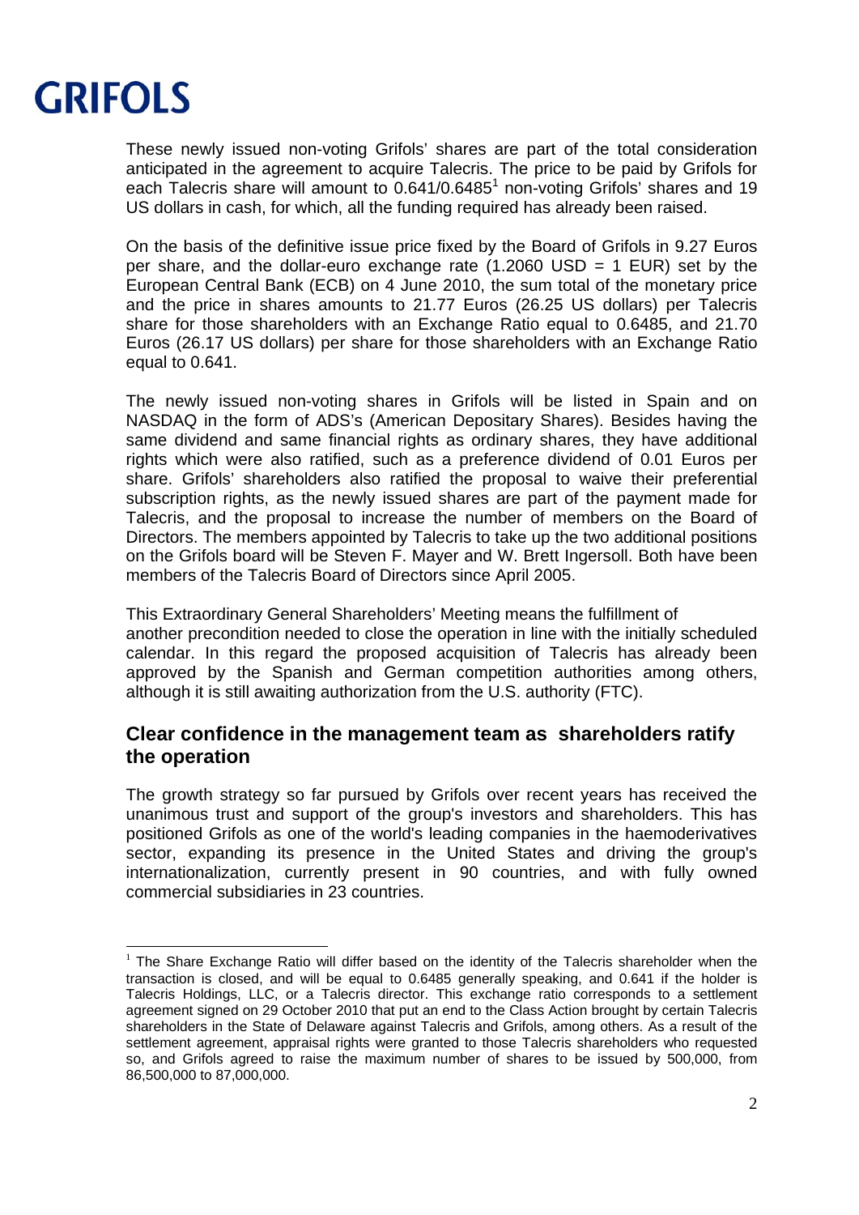These newly issued non-voting Grifols' shares are part of the total consideration anticipated in the agreement to acquire Talecris. The price to be paid by Grifols for each Talecris share will amount to 0.641/0.6485[1] non-voting Grifols' shares and 19 US dollars in cash, for which, all the funding required has already been raised.

On the basis of the definitive issue price fixed by the Board of Grifols in 9.27 Euros per share, and the dollar-euro exchange rate (1.2060 USD = 1 EUR) set by the European Central Bank (ECB) on 4 June 2010, the sum total of the monetary price and the price in shares amounts to 21.77 Euros (26.25 US dollars) per Talecris share for those shareholders with an Exchange Ratio equal to 0.6485, and 21.70 Euros (26.17 US dollars) per share for those shareholders with an Exchange Ratio equal to 0.641.

The newly issued non-voting shares in Grifols will be listed in Spain and on NASDAQ in the form of ADS's (American Depositary Shares). Besides having the same dividend and same financial rights as ordinary shares, they have additional rights which were also ratified, such as a preference dividend of 0.01 Euros per share. Grifols' shareholders also ratified the proposal to waive their preferential subscription rights, as the newly issued shares are part of the payment made for Talecris, and the proposal to increase the number of members on the Board of Directors. The members appointed by Talecris to take up the two additional positions on the Grifols board will be Steven F. Mayer and W. Brett Ingersoll. Both have been members of the Talecris Board of Directors since April 2005.

This Extraordinary General Shareholders' Meeting means the fulfillment of another precondition needed to close the operation in line with the initially scheduled calendar. In this regard the proposed acquisition of Talecris has already been approved by the Spanish and German competition authorities among others, although it is still awaiting authorization from the U.S. authority (FTC).

## Clear confidence in the management team as shareholders ratify the operation

The growth strategy so far pursued by Grifols over recent years has received the unanimous trust and support of the group's investors and shareholders. This has positioned Grifols as one of the world's leading companies in the haemoderivatives sector, expanding its presence in the United States and driving the group's internationalization, currently present in 90 countries, and with fully owned commercial subsidiaries in 23 countries.

---

[1] The Share Exchange Ratio will differ based on the identity of the Talecris shareholder when the transaction is closed, and will be equal to 0.6485 generally speaking, and 0.641 if the holder is Talecris Holdings, LLC, or a Talecris director. This exchange ratio corresponds to a settlement agreement signed on 29 October 2010 that put an end to the Class Action brought by certain Talecris shareholders in the State of Delaware against Talecris and Grifols, among others. As a result of the settlement agreement, appraisal rights were granted to those Talecris shareholders who requested so, and Grifols agreed to raise the maximum number of shares to be issued by 500,000, from 86,500,000 to 87,000,000.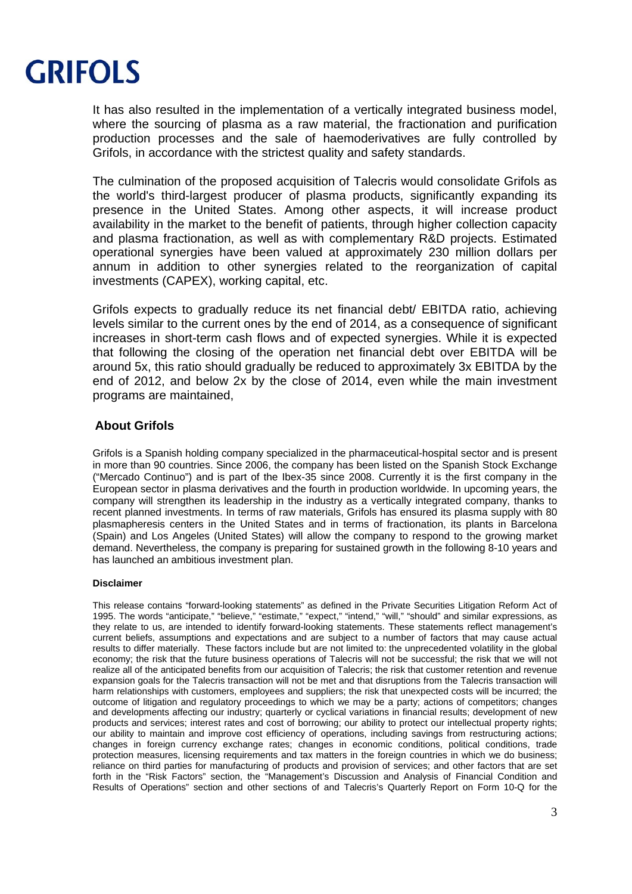It has also resulted in the implementation of a vertically integrated business model, where the sourcing of plasma as a raw material, the fractionation and purification production processes and the sale of haemoderivatives are fully controlled by Grifols, in accordance with the strictest quality and safety standards.

The culmination of the proposed acquisition of Talecris would consolidate Grifols as the world's third-largest producer of plasma products, significantly expanding its presence in the United States. Among other aspects, it will increase product availability in the market to the benefit of patients, through higher collection capacity and plasma fractionation, as well as with complementary R&D projects. Estimated operational synergies have been valued at approximately 230 million dollars per annum in addition to other synergies related to the reorganization of capital investments (CAPEX), working capital, etc.

Grifols expects to gradually reduce its net financial debt/ EBITDA ratio, achieving levels similar to the current ones by the end of 2014, as a consequence of significant increases in short-term cash flows and of expected synergies. While it is expected that following the closing of the operation net financial debt over EBITDA will be around 5x, this ratio should gradually be reduced to approximately 3x EBITDA by the end of 2012, and below 2x by the close of 2014, even while the main investment programs are maintained,

## About Grifols

Grifols is a Spanish holding company specialized in the pharmaceutical-hospital sector and is present in more than 90 countries. Since 2006, the company has been listed on the Spanish Stock Exchange ("Mercado Continuo") and is part of the Ibex-35 since 2008. Currently it is the first company in the European sector in plasma derivatives and the fourth in production worldwide. In upcoming years, the company will strengthen its leadership in the industry as a vertically integrated company, thanks to recent planned investments. In terms of raw materials, Grifols has ensured its plasma supply with 80 plasmapheresis centers in the United States and in terms of fractionation, its plants in Barcelona (Spain) and Los Angeles (United States) will allow the company to respond to the growing market demand. Nevertheless, the company is preparing for sustained growth in the following 8-10 years and has launched an ambitious investment plan.

**Disclaimer**

This release contains "forward-looking statements" as defined in the Private Securities Litigation Reform Act of 1995. The words "anticipate," "believe," "estimate," "expect," "intend," "will," "should" and similar expressions, as they relate to us, are intended to identify forward-looking statements. These statements reflect management's current beliefs, assumptions and expectations and are subject to a number of factors that may cause actual results to differ materially. These factors include but are not limited to: the unprecedented volatility in the global economy; the risk that the future business operations of Talecris will not be successful; the risk that we will not realize all of the anticipated benefits from our acquisition of Talecris; the risk that customer retention and revenue expansion goals for the Talecris transaction will not be met and that disruptions from the Talecris transaction will harm relationships with customers, employees and suppliers; the risk that unexpected costs will be incurred; the outcome of litigation and regulatory proceedings to which we may be a party; actions of competitors; changes and developments affecting our industry; quarterly or cyclical variations in financial results; development of new products and services; interest rates and cost of borrowing; our ability to protect our intellectual property rights; our ability to maintain and improve cost efficiency of operations, including savings from restructuring actions; changes in foreign currency exchange rates; changes in economic conditions, political conditions, trade protection measures, licensing requirements and tax matters in the foreign countries in which we do business; reliance on third parties for manufacturing of products and provision of services; and other factors that are set forth in the "Risk Factors" section, the "Management's Discussion and Analysis of Financial Condition and Results of Operations" section and other sections of and Talecris's Quarterly Report on Form 10-Q for the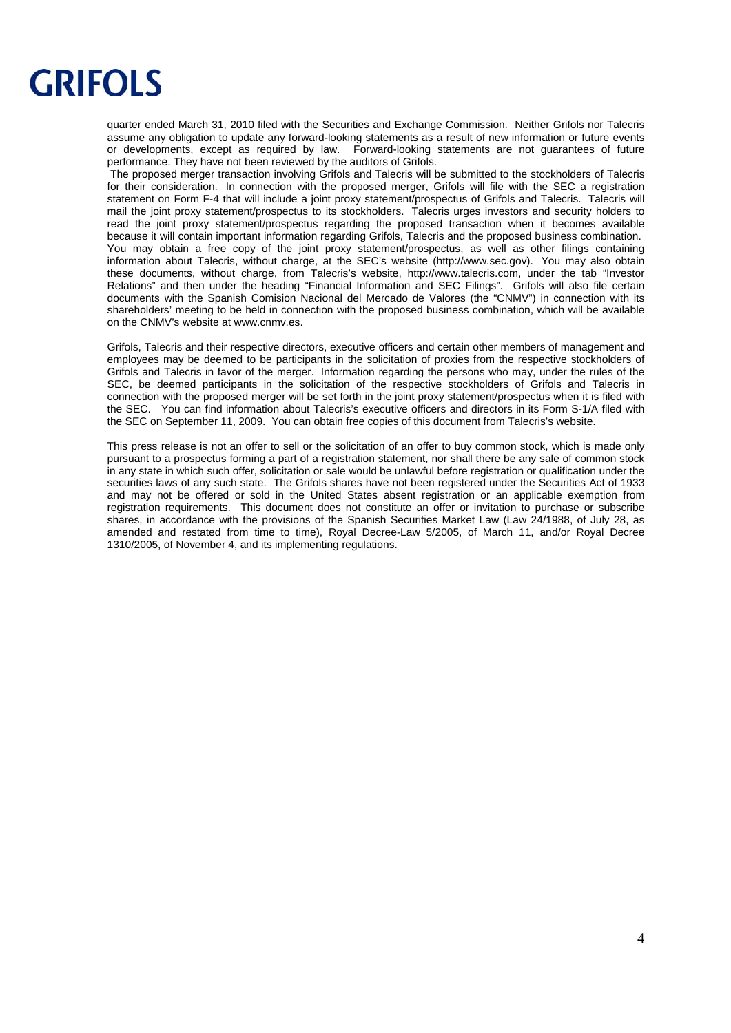quarter ended March 31, 2010 filed with the Securities and Exchange Commission. Neither Grifols nor Talecris assume any obligation to update any forward-looking statements as a result of new information or future events or developments, except as required by law. Forward-looking statements are not guarantees of future performance. They have not been reviewed by the auditors of Grifols.

The proposed merger transaction involving Grifols and Talecris will be submitted to the stockholders of Talecris for their consideration. In connection with the proposed merger, Grifols will file with the SEC a registration statement on Form F-4 that will include a joint proxy statement/prospectus of Grifols and Talecris. Talecris will mail the joint proxy statement/prospectus to its stockholders. Talecris urges investors and security holders to read the joint proxy statement/prospectus regarding the proposed transaction when it becomes available because it will contain important information regarding Grifols, Talecris and the proposed business combination. You may obtain a free copy of the joint proxy statement/prospectus, as well as other filings containing information about Talecris, without charge, at the SEC's website (http://www.sec.gov). You may also obtain these documents, without charge, from Talecris's website, http://www.talecris.com, under the tab "Investor Relations" and then under the heading "Financial Information and SEC Filings". Grifols will also file certain documents with the Spanish Comision Nacional del Mercado de Valores (the "CNMV") in connection with its shareholders' meeting to be held in connection with the proposed business combination, which will be available on the CNMV's website at www.cnmv.es.

Grifols, Talecris and their respective directors, executive officers and certain other members of management and employees may be deemed to be participants in the solicitation of proxies from the respective stockholders of Grifols and Talecris in favor of the merger. Information regarding the persons who may, under the rules of the SEC, be deemed participants in the solicitation of the respective stockholders of Grifols and Talecris in connection with the proposed merger will be set forth in the joint proxy statement/prospectus when it is filed with the SEC. You can find information about Talecris's executive officers and directors in its Form S-1/A filed with the SEC on September 11, 2009. You can obtain free copies of this document from Talecris's website.

This press release is not an offer to sell or the solicitation of an offer to buy common stock, which is made only pursuant to a prospectus forming a part of a registration statement, nor shall there be any sale of common stock in any state in which such offer, solicitation or sale would be unlawful before registration or qualification under the securities laws of any such state. The Grifols shares have not been registered under the Securities Act of 1933 and may not be offered or sold in the United States absent registration or an applicable exemption from registration requirements. This document does not constitute an offer or invitation to purchase or subscribe shares, in accordance with the provisions of the Spanish Securities Market Law (Law 24/1988, of July 28, as amended and restated from time to time), Royal Decree-Law 5/2005, of March 11, and/or Royal Decree 1310/2005, of November 4, and its implementing regulations.